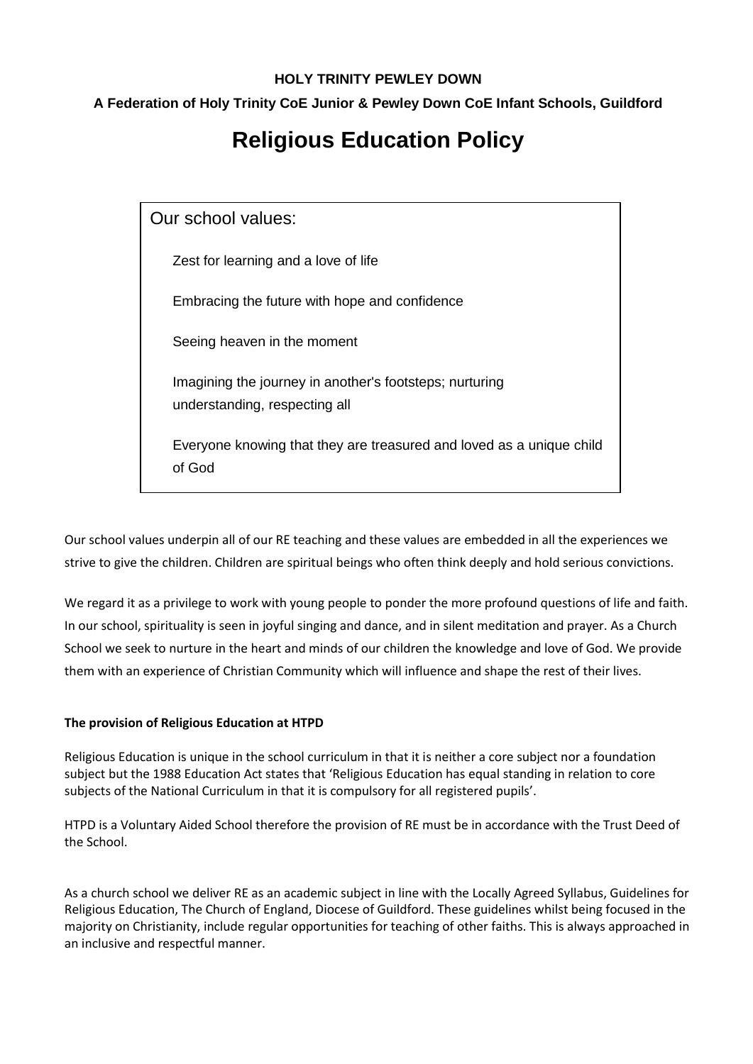**HOLY TRINITY PEWLEY DOWN**

**A Federation of Holy Trinity CoE Junior & Pewley Down CoE Infant Schools, Guildford**

# Religious Education Policy

Our school values:

- Zest for learning and a love of life
- Embracing the future with hope and confidence
- Seeing heaven in the moment
- Imagining the journey in another's footsteps; nurturing understanding, respecting all
- Everyone knowing that they are treasured and loved as a unique child of God

Our school values underpin all of our RE teaching and these values are embedded in all the experiences we strive to give the children. Children are spiritual beings who often think deeply and hold serious convictions.

We regard it as a privilege to work with young people to ponder the more profound questions of life and faith. In our school, spirituality is seen in joyful singing and dance, and in silent meditation and prayer. As a Church School we seek to nurture in the heart and minds of our children the knowledge and love of God. We provide them with an experience of Christian Community which will influence and shape the rest of their lives.

**The provision of Religious Education at HTPD**

Religious Education is unique in the school curriculum in that it is neither a core subject nor a foundation subject but the 1988 Education Act states that 'Religious Education has equal standing in relation to core subjects of the National Curriculum in that it is compulsory for all registered pupils'.

HTPD is a Voluntary Aided School therefore the provision of RE must be in accordance with the Trust Deed of the School.

As a church school we deliver RE as an academic subject in line with the Locally Agreed Syllabus, Guidelines for Religious Education, The Church of England, Diocese of Guildford. These guidelines whilst being focused in the majority on Christianity, include regular opportunities for teaching of other faiths. This is always approached in an inclusive and respectful manner.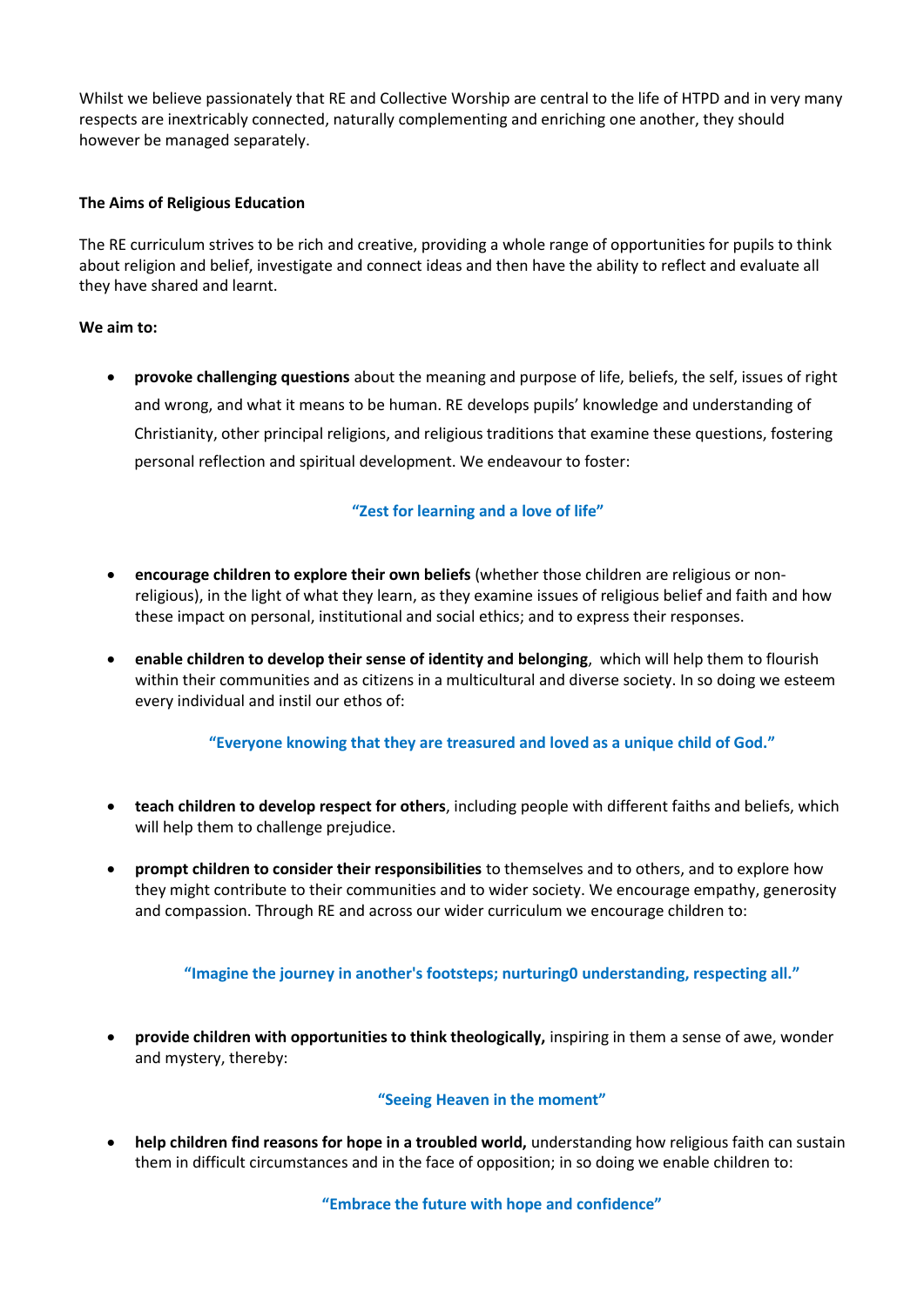Whilst we believe passionately that RE and Collective Worship are central to the life of HTPD and in very many respects are inextricably connected, naturally complementing and enriching one another, they should however be managed separately.

**The Aims of Religious Education**

The RE curriculum strives to be rich and creative, providing a whole range of opportunities for pupils to think about religion and belief, investigate and connect ideas and then have the ability to reflect and evaluate all they have shared and learnt.

**We aim to:**

- **provoke challenging questions** about the meaning and purpose of life, beliefs, the self, issues of right and wrong, and what it means to be human. RE develops pupils' knowledge and understanding of Christianity, other principal religions, and religious traditions that examine these questions, fostering personal reflection and spiritual development. We endeavour to foster:

  **"Zest for learning and a love of life"**

- **encourage children to explore their own beliefs** (whether those children are religious or non-religious), in the light of what they learn, as they examine issues of religious belief and faith and how these impact on personal, institutional and social ethics; and to express their responses.

- **enable children to develop their sense of identity and belonging**, which will help them to flourish within their communities and as citizens in a multicultural and diverse society. In so doing we esteem every individual and instil our ethos of:

  **"Everyone knowing that they are treasured and loved as a unique child of God."**

- **teach children to develop respect for others**, including people with different faiths and beliefs, which will help them to challenge prejudice.

- **prompt children to consider their responsibilities** to themselves and to others, and to explore how they might contribute to their communities and to wider society. We encourage empathy, generosity and compassion. Through RE and across our wider curriculum we encourage children to:

  **"Imagine the journey in another's footsteps; nurturing0 understanding, respecting all."**

- **provide children with opportunities to think theologically,** inspiring in them a sense of awe, wonder and mystery, thereby:

  **"Seeing Heaven in the moment"**

- **help children find reasons for hope in a troubled world,** understanding how religious faith can sustain them in difficult circumstances and in the face of opposition; in so doing we enable children to:

  **"Embrace the future with hope and confidence"**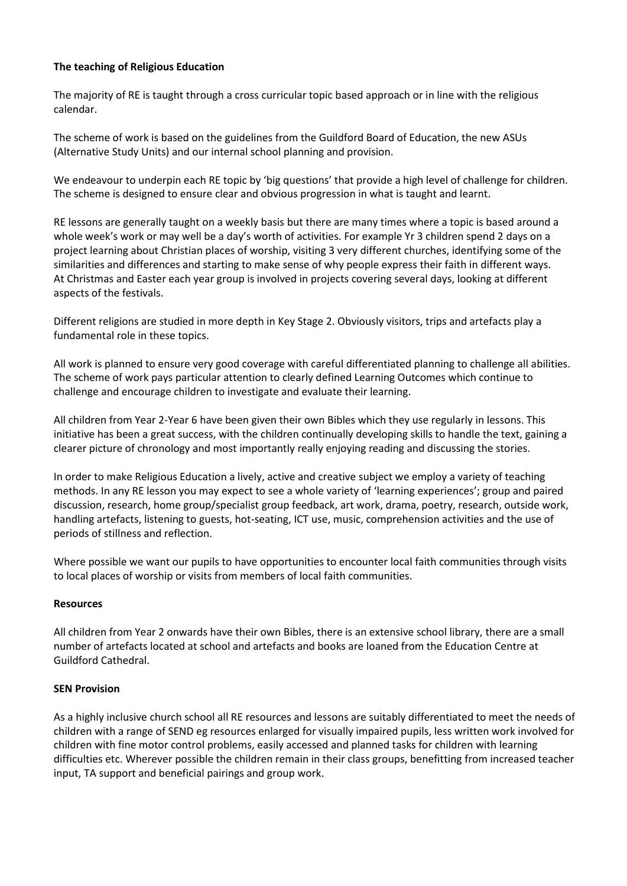**The teaching of Religious Education**

The majority of RE is taught through a cross curricular topic based approach or in line with the religious calendar.

The scheme of work is based on the guidelines from the Guildford Board of Education, the new ASUs (Alternative Study Units) and our internal school planning and provision.

We endeavour to underpin each RE topic by 'big questions' that provide a high level of challenge for children. The scheme is designed to ensure clear and obvious progression in what is taught and learnt.

RE lessons are generally taught on a weekly basis but there are many times where a topic is based around a whole week's work or may well be a day's worth of activities. For example Yr 3 children spend 2 days on a project learning about Christian places of worship, visiting 3 very different churches, identifying some of the similarities and differences and starting to make sense of why people express their faith in different ways. At Christmas and Easter each year group is involved in projects covering several days, looking at different aspects of the festivals.

Different religions are studied in more depth in Key Stage 2. Obviously visitors, trips and artefacts play a fundamental role in these topics.

All work is planned to ensure very good coverage with careful differentiated planning to challenge all abilities. The scheme of work pays particular attention to clearly defined Learning Outcomes which continue to challenge and encourage children to investigate and evaluate their learning.

All children from Year 2-Year 6 have been given their own Bibles which they use regularly in lessons. This initiative has been a great success, with the children continually developing skills to handle the text, gaining a clearer picture of chronology and most importantly really enjoying reading and discussing the stories.

In order to make Religious Education a lively, active and creative subject we employ a variety of teaching methods. In any RE lesson you may expect to see a whole variety of 'learning experiences'; group and paired discussion, research, home group/specialist group feedback, art work, drama, poetry, research, outside work, handling artefacts, listening to guests, hot-seating, ICT use, music, comprehension activities and the use of periods of stillness and reflection.

Where possible we want our pupils to have opportunities to encounter local faith communities through visits to local places of worship or visits from members of local faith communities.

**Resources**

All children from Year 2 onwards have their own Bibles, there is an extensive school library, there are a small number of artefacts located at school and artefacts and books are loaned from the Education Centre at Guildford Cathedral.

**SEN Provision**

As a highly inclusive church school all RE resources and lessons are suitably differentiated to meet the needs of children with a range of SEND eg resources enlarged for visually impaired pupils, less written work involved for children with fine motor control problems, easily accessed and planned tasks for children with learning difficulties etc. Wherever possible the children remain in their class groups, benefitting from increased teacher input, TA support and beneficial pairings and group work.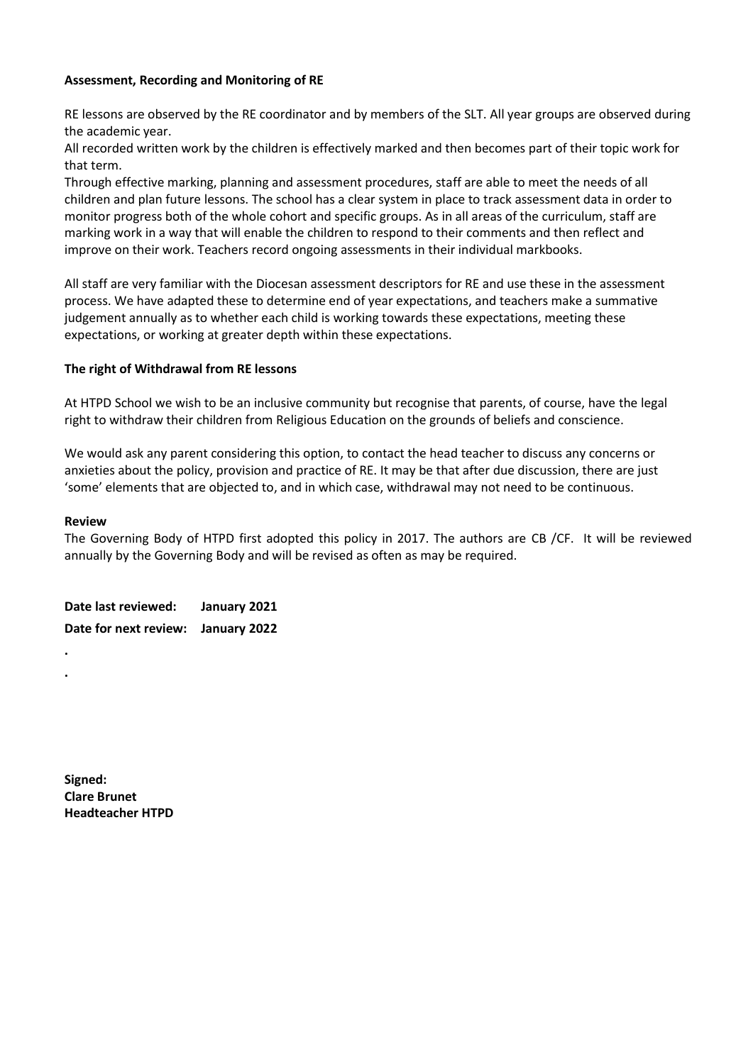**Assessment, Recording and Monitoring of RE**

RE lessons are observed by the RE coordinator and by members of the SLT. All year groups are observed during the academic year.

All recorded written work by the children is effectively marked and then becomes part of their topic work for that term.

Through effective marking, planning and assessment procedures, staff are able to meet the needs of all children and plan future lessons. The school has a clear system in place to track assessment data in order to monitor progress both of the whole cohort and specific groups. As in all areas of the curriculum, staff are marking work in a way that will enable the children to respond to their comments and then reflect and improve on their work. Teachers record ongoing assessments in their individual markbooks.

All staff are very familiar with the Diocesan assessment descriptors for RE and use these in the assessment process. We have adapted these to determine end of year expectations, and teachers make a summative judgement annually as to whether each child is working towards these expectations, meeting these expectations, or working at greater depth within these expectations.

**The right of Withdrawal from RE lessons**

At HTPD School we wish to be an inclusive community but recognise that parents, of course, have the legal right to withdraw their children from Religious Education on the grounds of beliefs and conscience.

We would ask any parent considering this option, to contact the head teacher to discuss any concerns or anxieties about the policy, provision and practice of RE. It may be that after due discussion, there are just 'some' elements that are objected to, and in which case, withdrawal may not need to be continuous.

**Review**

The Governing Body of HTPD first adopted this policy in 2017. The authors are CB /CF. It will be reviewed annually by the Governing Body and will be revised as often as may be required.

**Date last reviewed: January 2021**

**Date for next review: January 2022**

**.**

**.**

**Signed:**
**Clare Brunet**
**Headteacher HTPD**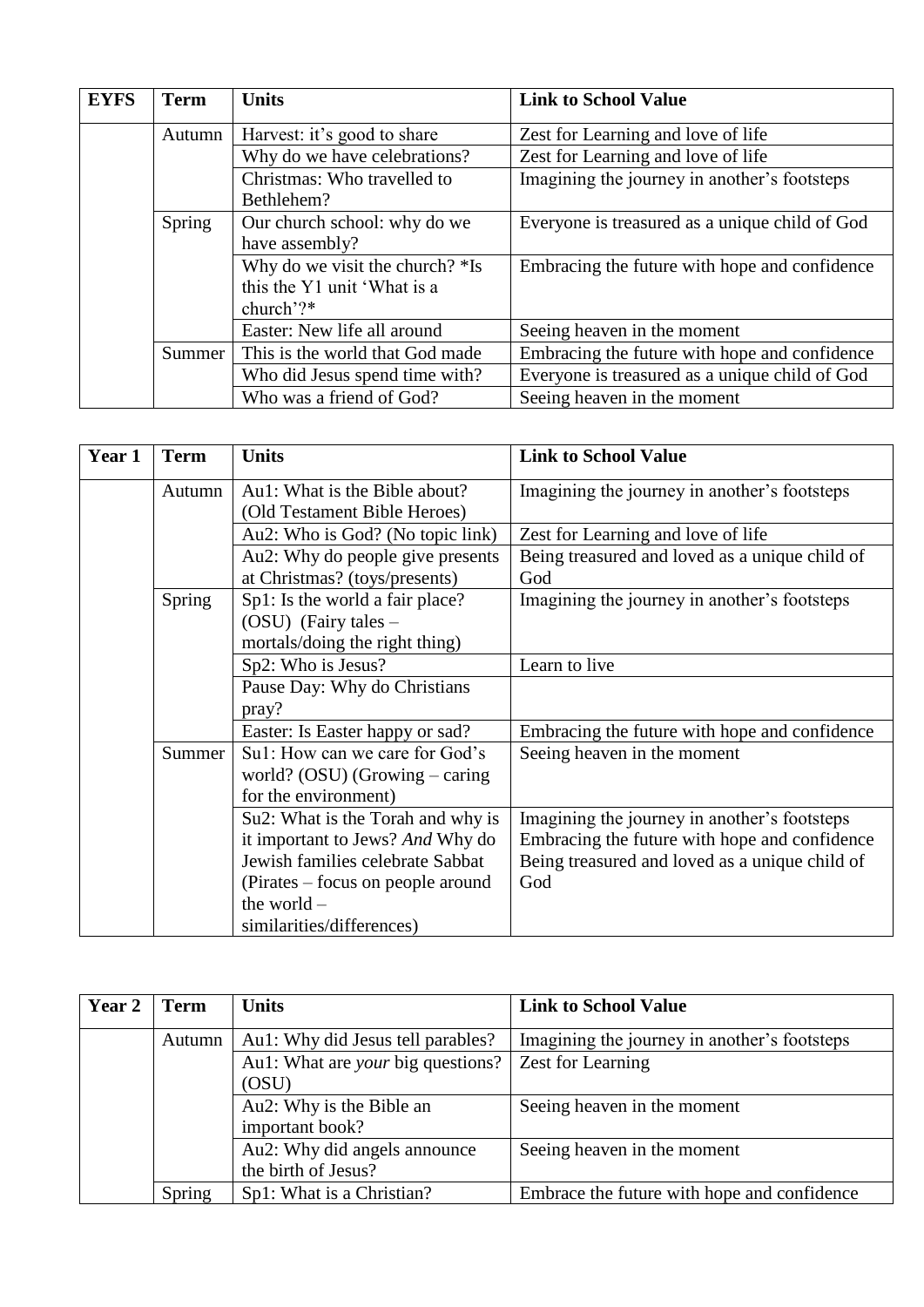| EYFS | Term | Units | Link to School Value |
| --- | --- | --- | --- |
| | Autumn | Harvest: it's good to share | Zest for Learning and love of life |
| | | Why do we have celebrations? | Zest for Learning and love of life |
| | | Christmas: Who travelled to Bethlehem? | Imagining the journey in another's footsteps |
| | Spring | Our church school: why do we have assembly? | Everyone is treasured as a unique child of God |
| | | Why do we visit the church? *Is this the Y1 unit 'What is a church'?* | Embracing the future with hope and confidence |
| | | Easter: New life all around | Seeing heaven in the moment |
| | Summer | This is the world that God made | Embracing the future with hope and confidence |
| | | Who did Jesus spend time with? | Everyone is treasured as a unique child of God |
| | | Who was a friend of God? | Seeing heaven in the moment |

| Year 1 | Term | Units | Link to School Value |
| --- | --- | --- | --- |
| | Autumn | Au1: What is the Bible about? (Old Testament Bible Heroes) | Imagining the journey in another's footsteps |
| | | Au2: Who is God? (No topic link) | Zest for Learning and love of life |
| | | Au2: Why do people give presents at Christmas? (toys/presents) | Being treasured and loved as a unique child of God |
| | Spring | Sp1: Is the world a fair place? (OSU) (Fairy tales – mortals/doing the right thing) | Imagining the journey in another's footsteps |
| | | Sp2: Who is Jesus? | Learn to live |
| | | Pause Day: Why do Christians pray? | |
| | | Easter: Is Easter happy or sad? | Embracing the future with hope and confidence |
| | Summer | Su1: How can we care for God's world? (OSU) (Growing – caring for the environment) | Seeing heaven in the moment |
| | | Su2: What is the Torah and why is it important to Jews? *And* Why do Jewish families celebrate Sabbat (Pirates – focus on people around the world – similarities/differences) | Imagining the journey in another's footsteps<br>Embracing the future with hope and confidence<br>Being treasured and loved as a unique child of God |

| Year 2 | Term | Units | Link to School Value |
| --- | --- | --- | --- |
| | Autumn | Au1: Why did Jesus tell parables? | Imagining the journey in another's footsteps |
| | | Au1: What are *your* big questions? (OSU) | Zest for Learning |
| | | Au2: Why is the Bible an important book? | Seeing heaven in the moment |
| | | Au2: Why did angels announce the birth of Jesus? | Seeing heaven in the moment |
| | Spring | Sp1: What is a Christian? | Embrace the future with hope and confidence |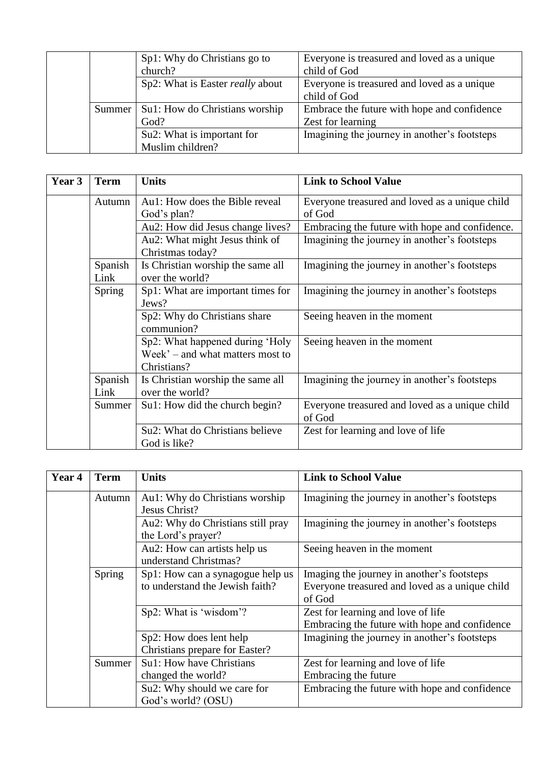| | | | |
|---|---|---|---|
| | | Sp1: Why do Christians go to church? | Everyone is treasured and loved as a unique child of God |
| | | Sp2: What is Easter *really* about | Everyone is treasured and loved as a unique child of God |
| | Summer | Su1: How do Christians worship God? | Embrace the future with hope and confidence<br>Zest for learning |
| | | Su2: What is important for Muslim children? | Imagining the journey in another's footsteps |

| Year 3 | Term | Units | Link to School Value |
|---|---|---|---|
| | Autumn | Au1: How does the Bible reveal God's plan? | Everyone treasured and loved as a unique child of God |
| | | Au2: How did Jesus change lives? | Embracing the future with hope and confidence. |
| | | Au2: What might Jesus think of Christmas today? | Imagining the journey in another's footsteps |
| | Spanish Link | Is Christian worship the same all over the world? | Imagining the journey in another's footsteps |
| | Spring | Sp1: What are important times for Jews? | Imagining the journey in another's footsteps |
| | | Sp2: Why do Christians share communion? | Seeing heaven in the moment |
| | | Sp2: What happened during 'Holy Week' – and what matters most to Christians? | Seeing heaven in the moment |
| | Spanish Link | Is Christian worship the same all over the world? | Imagining the journey in another's footsteps |
| | Summer | Su1: How did the church begin? | Everyone treasured and loved as a unique child of God |
| | | Su2: What do Christians believe God is like? | Zest for learning and love of life |

| Year 4 | Term | Units | Link to School Value |
|---|---|---|---|
| | Autumn | Au1: Why do Christians worship Jesus Christ? | Imagining the journey in another's footsteps |
| | | Au2: Why do Christians still pray the Lord's prayer? | Imagining the journey in another's footsteps |
| | | Au2: How can artists help us understand Christmas? | Seeing heaven in the moment |
| | Spring | Sp1: How can a synagogue help us to understand the Jewish faith? | Imaging the journey in another's footsteps<br>Everyone treasured and loved as a unique child of God |
| | | Sp2: What is 'wisdom'? | Zest for learning and love of life<br>Embracing the future with hope and confidence |
| | | Sp2: How does lent help Christians prepare for Easter? | Imagining the journey in another's footsteps |
| | Summer | Su1: How have Christians changed the world? | Zest for learning and love of life<br>Embracing the future |
| | | Su2: Why should we care for God's world? (OSU) | Embracing the future with hope and confidence |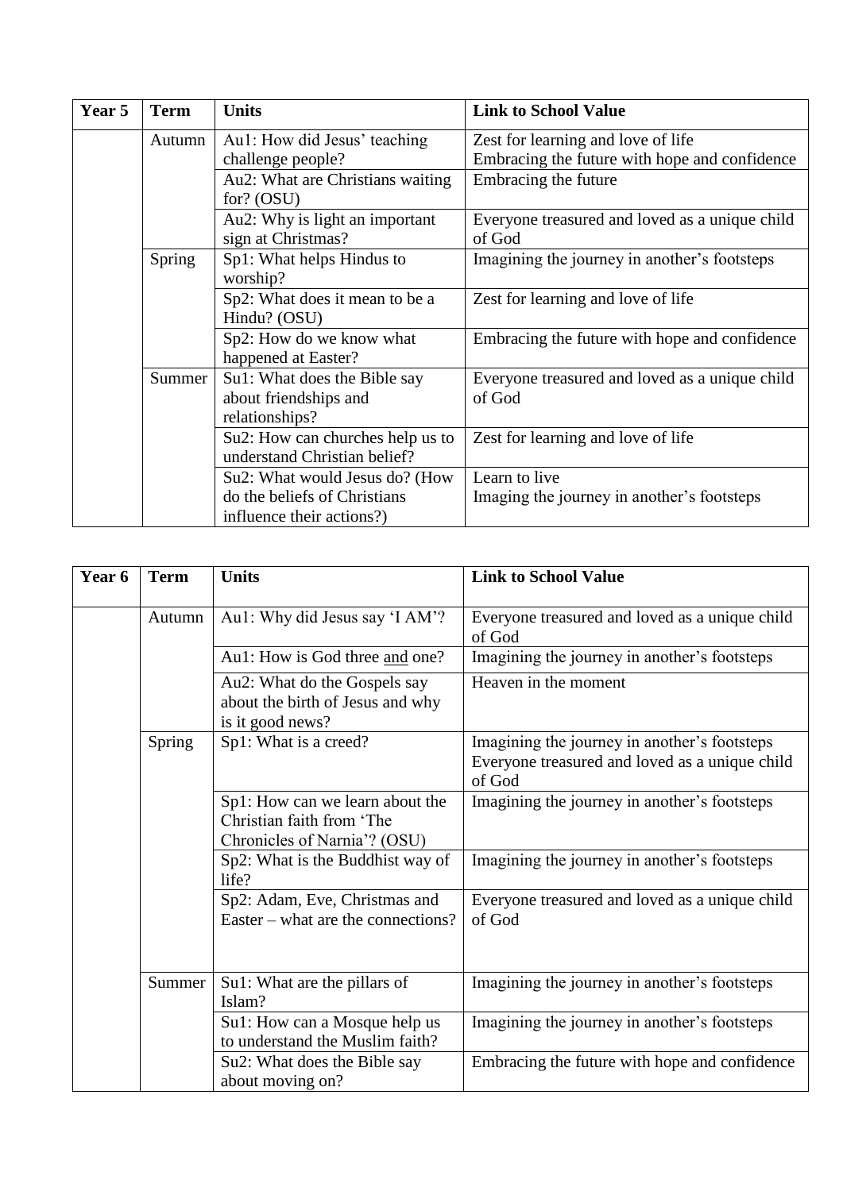| Year 5 | Term | Units | Link to School Value |
|---|---|---|---|
| | Autumn | Au1: How did Jesus' teaching challenge people? | Zest for learning and love of life<br>Embracing the future with hope and confidence |
| | | Au2: What are Christians waiting for? (OSU) | Embracing the future |
| | | Au2: Why is light an important sign at Christmas? | Everyone treasured and loved as a unique child of God |
| | Spring | Sp1: What helps Hindus to worship? | Imagining the journey in another's footsteps |
| | | Sp2: What does it mean to be a Hindu? (OSU) | Zest for learning and love of life |
| | | Sp2: How do we know what happened at Easter? | Embracing the future with hope and confidence |
| | Summer | Su1: What does the Bible say about friendships and relationships? | Everyone treasured and loved as a unique child of God |
| | | Su2: How can churches help us to understand Christian belief? | Zest for learning and love of life |
| | | Su2: What would Jesus do? (How do the beliefs of Christians influence their actions?) | Learn to live<br>Imaging the journey in another's footsteps |

| Year 6 | Term | Units | Link to School Value |
|---|---|---|---|
| | Autumn | Au1: Why did Jesus say 'I AM'? | Everyone treasured and loved as a unique child of God |
| | | Au1: How is God three <u>and</u> one? | Imagining the journey in another's footsteps |
| | | Au2: What do the Gospels say about the birth of Jesus and why is it good news? | Heaven in the moment |
| | Spring | Sp1: What is a creed? | Imagining the journey in another's footsteps<br>Everyone treasured and loved as a unique child of God |
| | | Sp1: How can we learn about the Christian faith from 'The Chronicles of Narnia'? (OSU) | Imagining the journey in another's footsteps |
| | | Sp2: What is the Buddhist way of life? | Imagining the journey in another's footsteps |
| | | Sp2: Adam, Eve, Christmas and Easter – what are the connections? | Everyone treasured and loved as a unique child of God |
| | Summer | Su1: What are the pillars of Islam? | Imagining the journey in another's footsteps |
| | | Su1: How can a Mosque help us to understand the Muslim faith? | Imagining the journey in another's footsteps |
| | | Su2: What does the Bible say about moving on? | Embracing the future with hope and confidence |